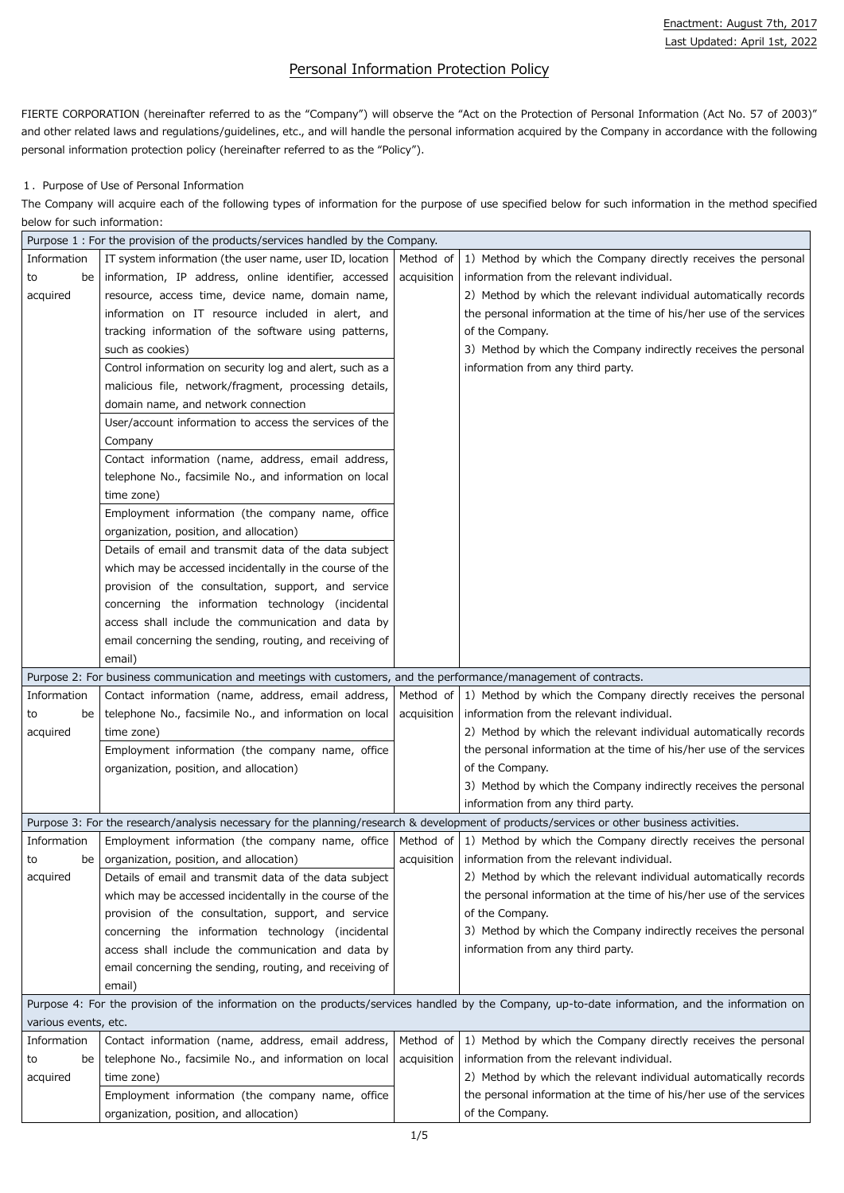Enactment: August 7th, 2017
Last Updated: April 1st, 2022

# Personal Information Protection Policy

FIERTE CORPORATION (hereinafter referred to as the "Company") will observe the "Act on the Protection of Personal Information (Act No. 57 of 2003)" and other related laws and regulations/guidelines, etc., and will handle the personal information acquired by the Company in accordance with the following personal information protection policy (hereinafter referred to as the "Policy").

## 1. Purpose of Use of Personal Information

The Company will acquire each of the following types of information for the purpose of use specified below for such information in the method specified below for such information:

| Purpose 1 : For the provision of the products/services handled by the Company. | | | |
|---|---|---|---|
| Information to be acquired | IT system information (the user name, user ID, location information, IP address, online identifier, accessed resource, access time, device name, domain name, information on IT resource included in alert, and tracking information of the software using patterns, such as cookies)<br>Control information on security log and alert, such as a malicious file, network/fragment, processing details, domain name, and network connection<br>User/account information to access the services of the Company<br>Contact information (name, address, email address, telephone No., facsimile No., and information on local time zone)<br>Employment information (the company name, office organization, position, and allocation)<br>Details of email and transmit data of the data subject which may be accessed incidentally in the course of the provision of the consultation, support, and service concerning the information technology (incidental access shall include the communication and data by email concerning the sending, routing, and receiving of email) | Method of acquisition | 1) Method by which the Company directly receives the personal information from the relevant individual.<br>2) Method by which the relevant individual automatically records the personal information at the time of his/her use of the services of the Company.<br>3) Method by which the Company indirectly receives the personal information from any third party. |
| Purpose 2: For business communication and meetings with customers, and the performance/management of contracts. | | | |
| Information to be acquired | Contact information (name, address, email address, telephone No., facsimile No., and information on local time zone)<br>Employment information (the company name, office organization, position, and allocation) | Method of acquisition | 1) Method by which the Company directly receives the personal information from the relevant individual.<br>2) Method by which the relevant individual automatically records the personal information at the time of his/her use of the services of the Company.<br>3) Method by which the Company indirectly receives the personal information from any third party. |
| Purpose 3: For the research/analysis necessary for the planning/research & development of products/services or other business activities. | | | |
| Information to be acquired | Employment information (the company name, office organization, position, and allocation)<br>Details of email and transmit data of the data subject which may be accessed incidentally in the course of the provision of the consultation, support, and service concerning the information technology (incidental access shall include the communication and data by email concerning the sending, routing, and receiving of email) | Method of acquisition | 1) Method by which the Company directly receives the personal information from the relevant individual.<br>2) Method by which the relevant individual automatically records the personal information at the time of his/her use of the services of the Company.<br>3) Method by which the Company indirectly receives the personal information from any third party. |
| Purpose 4: For the provision of the information on the products/services handled by the Company, up-to-date information, and the information on various events, etc. | | | |
| Information to be acquired | Contact information (name, address, email address, telephone No., facsimile No., and information on local time zone)<br>Employment information (the company name, office organization, position, and allocation) | Method of acquisition | 1) Method by which the Company directly receives the personal information from the relevant individual.<br>2) Method by which the relevant individual automatically records the personal information at the time of his/her use of the services of the Company. |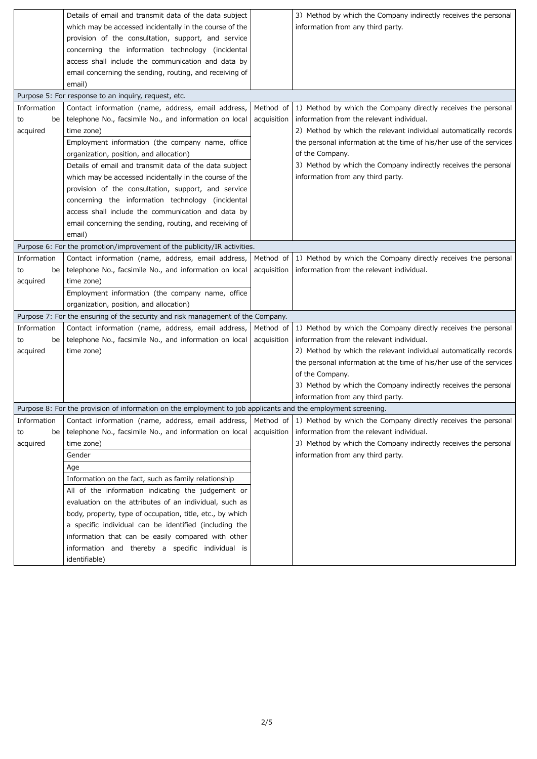| | | | |
|---|---|---|---|
| | Details of email and transmit data of the data subject which may be accessed incidentally in the course of the provision of the consultation, support, and service concerning the information technology (incidental access shall include the communication and data by email concerning the sending, routing, and receiving of email) | | 3) Method by which the Company indirectly receives the personal information from any third party. |
| **Purpose 5: For response to an inquiry, request, etc.** | | | |
| Information to be acquired | Contact information (name, address, email address, telephone No., facsimile No., and information on local time zone)<br>Employment information (the company name, office organization, position, and allocation)<br>Details of email and transmit data of the data subject which may be accessed incidentally in the course of the provision of the consultation, support, and service concerning the information technology (incidental access shall include the communication and data by email concerning the sending, routing, and receiving of email) | Method of acquisition | 1) Method by which the Company directly receives the personal information from the relevant individual.<br>2) Method by which the relevant individual automatically records the personal information at the time of his/her use of the services of the Company.<br>3) Method by which the Company indirectly receives the personal information from any third party. |
| **Purpose 6: For the promotion/improvement of the publicity/IR activities.** | | | |
| Information to be acquired | Contact information (name, address, email address, telephone No., facsimile No., and information on local time zone)<br>Employment information (the company name, office organization, position, and allocation) | Method of acquisition | 1) Method by which the Company directly receives the personal information from the relevant individual. |
| **Purpose 7: For the ensuring of the security and risk management of the Company.** | | | |
| Information to be acquired | Contact information (name, address, email address, telephone No., facsimile No., and information on local time zone) | Method of acquisition | 1) Method by which the Company directly receives the personal information from the relevant individual.<br>2) Method by which the relevant individual automatically records the personal information at the time of his/her use of the services of the Company.<br>3) Method by which the Company indirectly receives the personal information from any third party. |
| **Purpose 8: For the provision of information on the employment to job applicants and the employment screening.** | | | |
| Information to be acquired | Contact information (name, address, email address, telephone No., facsimile No., and information on local time zone)<br>Gender<br>Age<br>Information on the fact, such as family relationship<br>All of the information indicating the judgement or evaluation on the attributes of an individual, such as body, property, type of occupation, title, etc., by which a specific individual can be identified (including the information that can be easily compared with other information and thereby a specific individual is identifiable) | Method of acquisition | 1) Method by which the Company directly receives the personal information from the relevant individual.<br>3) Method by which the Company indirectly receives the personal information from any third party. |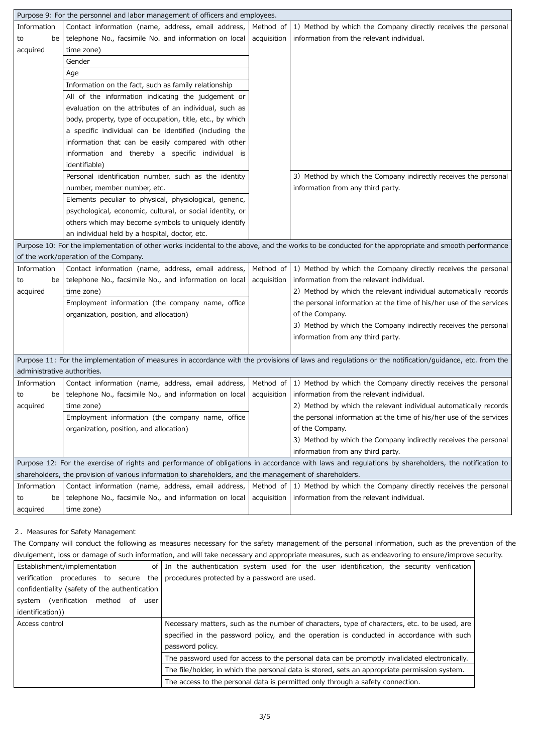| Purpose 9: For the personnel and labor management of officers and employees. | | | |
|---|---|---|---|
| Information to be acquired | Contact information (name, address, email address, telephone No., facsimile No. and information on local time zone) | Method of acquisition | 1) Method by which the Company directly receives the personal information from the relevant individual. |
| | Gender | | |
| | Age | | |
| | Information on the fact, such as family relationship | | |
| | All of the information indicating the judgement or evaluation on the attributes of an individual, such as body, property, type of occupation, title, etc., by which a specific individual can be identified (including the information that can be easily compared with other information and thereby a specific individual is identifiable) | | |
| | Personal identification number, such as the identity number, member number, etc. | | 3) Method by which the Company indirectly receives the personal information from any third party. |
| | Elements peculiar to physical, physiological, generic, psychological, economic, cultural, or social identity, or others which may become symbols to uniquely identify an individual held by a hospital, doctor, etc. | | |
| Purpose 10: For the implementation of other works incidental to the above, and the works to be conducted for the appropriate and smooth performance of the work/operation of the Company. | | | |
| Information to be acquired | Contact information (name, address, email address, telephone No., facsimile No., and information on local time zone) | Method of acquisition | 1) Method by which the Company directly receives the personal information from the relevant individual.<br>2) Method by which the relevant individual automatically records the personal information at the time of his/her use of the services of the Company.<br>3) Method by which the Company indirectly receives the personal information from any third party. |
| | Employment information (the company name, office organization, position, and allocation) | | |
| Purpose 11: For the implementation of measures in accordance with the provisions of laws and regulations or the notification/guidance, etc. from the administrative authorities. | | | |
| Information to be acquired | Contact information (name, address, email address, telephone No., facsimile No., and information on local time zone) | Method of acquisition | 1) Method by which the Company directly receives the personal information from the relevant individual.<br>2) Method by which the relevant individual automatically records the personal information at the time of his/her use of the services of the Company.<br>3) Method by which the Company indirectly receives the personal information from any third party. |
| | Employment information (the company name, office organization, position, and allocation) | | |
| Purpose 12: For the exercise of rights and performance of obligations in accordance with laws and regulations by shareholders, the notification to shareholders, the provision of various information to shareholders, and the management of shareholders. | | | |
| Information to be acquired | Contact information (name, address, email address, telephone No., facsimile No., and information on local time zone) | Method of acquisition | 1) Method by which the Company directly receives the personal information from the relevant individual. |

## 2. Measures for Safety Management

The Company will conduct the following as measures necessary for the safety management of the personal information, such as the prevention of the divulgement, loss or damage of such information, and will take necessary and appropriate measures, such as endeavoring to ensure/improve security.

| Establishment/implementation of verification procedures to secure the confidentiality (safety of the authentication system (verification method of user identification)) | In the authentication system used for the user identification, the security verification procedures protected by a password are used. |
|---|---|
| Access control | Necessary matters, such as the number of characters, type of characters, etc. to be used, are specified in the password policy, and the operation is conducted in accordance with such password policy. |
| | The password used for access to the personal data can be promptly invalidated electronically. |
| | The file/holder, in which the personal data is stored, sets an appropriate permission system. |
| | The access to the personal data is permitted only through a safety connection. |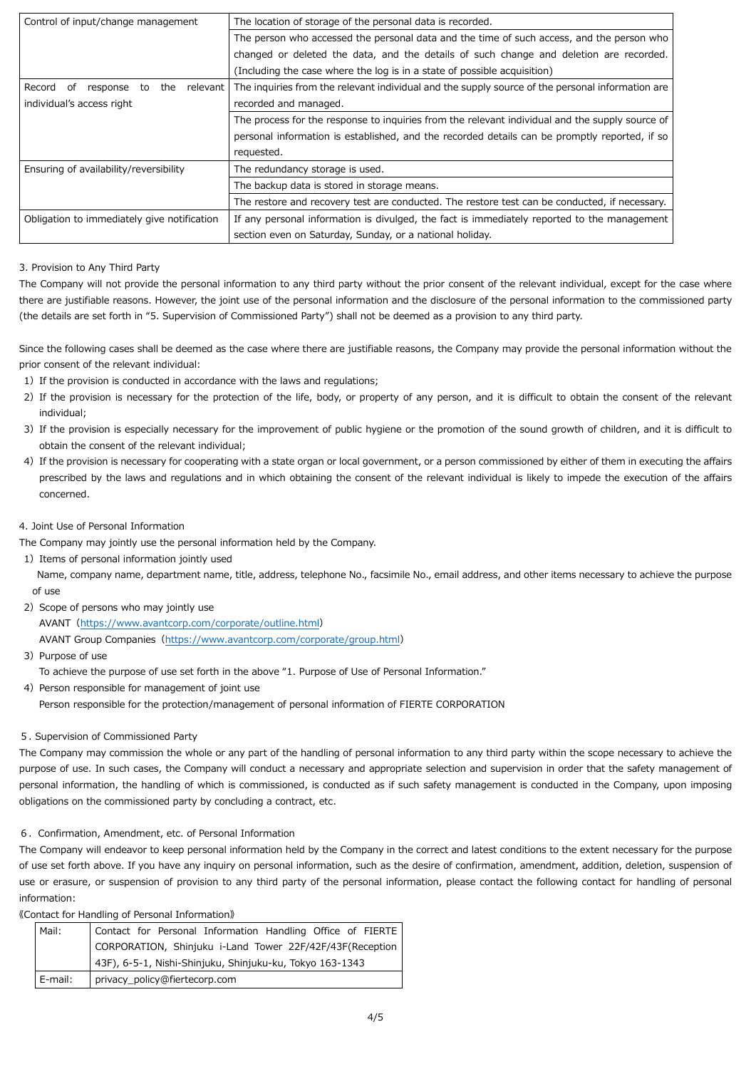| | |
|---|---|
| Control of input/change management | The location of storage of the personal data is recorded. |
| | The person who accessed the personal data and the time of such access, and the person who changed or deleted the data, and the details of such change and deletion are recorded. (Including the case where the log is in a state of possible acquisition) |
| Record of response to the relevant individual's access right | The inquiries from the relevant individual and the supply source of the personal information are recorded and managed. |
| | The process for the response to inquiries from the relevant individual and the supply source of personal information is established, and the recorded details can be promptly reported, if so requested. |
| Ensuring of availability/reversibility | The redundancy storage is used. |
| | The backup data is stored in storage means. |
| | The restore and recovery test are conducted. The restore test can be conducted, if necessary. |
| Obligation to immediately give notification | If any personal information is divulged, the fact is immediately reported to the management section even on Saturday, Sunday, or a national holiday. |

3. Provision to Any Third Party

The Company will not provide the personal information to any third party without the prior consent of the relevant individual, except for the case where there are justifiable reasons. However, the joint use of the personal information and the disclosure of the personal information to the commissioned party (the details are set forth in "5. Supervision of Commissioned Party") shall not be deemed as a provision to any third party.

Since the following cases shall be deemed as the case where there are justifiable reasons, the Company may provide the personal information without the prior consent of the relevant individual:

1) If the provision is conducted in accordance with the laws and regulations;
2) If the provision is necessary for the protection of the life, body, or property of any person, and it is difficult to obtain the consent of the relevant individual;
3) If the provision is especially necessary for the improvement of public hygiene or the promotion of the sound growth of children, and it is difficult to obtain the consent of the relevant individual;
4) If the provision is necessary for cooperating with a state organ or local government, or a person commissioned by either of them in executing the affairs prescribed by the laws and regulations and in which obtaining the consent of the relevant individual is likely to impede the execution of the affairs concerned.

4. Joint Use of Personal Information

The Company may jointly use the personal information held by the Company.

1) Items of personal information jointly used
   Name, company name, department name, title, address, telephone No., facsimile No., email address, and other items necessary to achieve the purpose of use
2) Scope of persons who may jointly use
   AVANT (https://www.avantcorp.com/corporate/outline.html)
   AVANT Group Companies (https://www.avantcorp.com/corporate/group.html)
3) Purpose of use
   To achieve the purpose of use set forth in the above "1. Purpose of Use of Personal Information."
4) Person responsible for management of joint use
   Person responsible for the protection/management of personal information of FIERTE CORPORATION

5. Supervision of Commissioned Party

The Company may commission the whole or any part of the handling of personal information to any third party within the scope necessary to achieve the purpose of use. In such cases, the Company will conduct a necessary and appropriate selection and supervision in order that the safety management of personal information, the handling of which is commissioned, is conducted as if such safety management is conducted in the Company, upon imposing obligations on the commissioned party by concluding a contract, etc.

6. Confirmation, Amendment, etc. of Personal Information

The Company will endeavor to keep personal information held by the Company in the correct and latest conditions to the extent necessary for the purpose of use set forth above. If you have any inquiry on personal information, such as the desire of confirmation, amendment, addition, deletion, suspension of use or erasure, or suspension of provision to any third party of the personal information, please contact the following contact for handling of personal information:

《Contact for Handling of Personal Information》

| | |
|---|---|
| Mail: | Contact for Personal Information Handling Office of FIERTE CORPORATION, Shinjuku i-Land Tower 22F/42F/43F(Reception 43F), 6-5-1, Nishi-Shinjuku, Shinjuku-ku, Tokyo 163-1343 |
| E-mail: | privacy_policy@fiertecorp.com |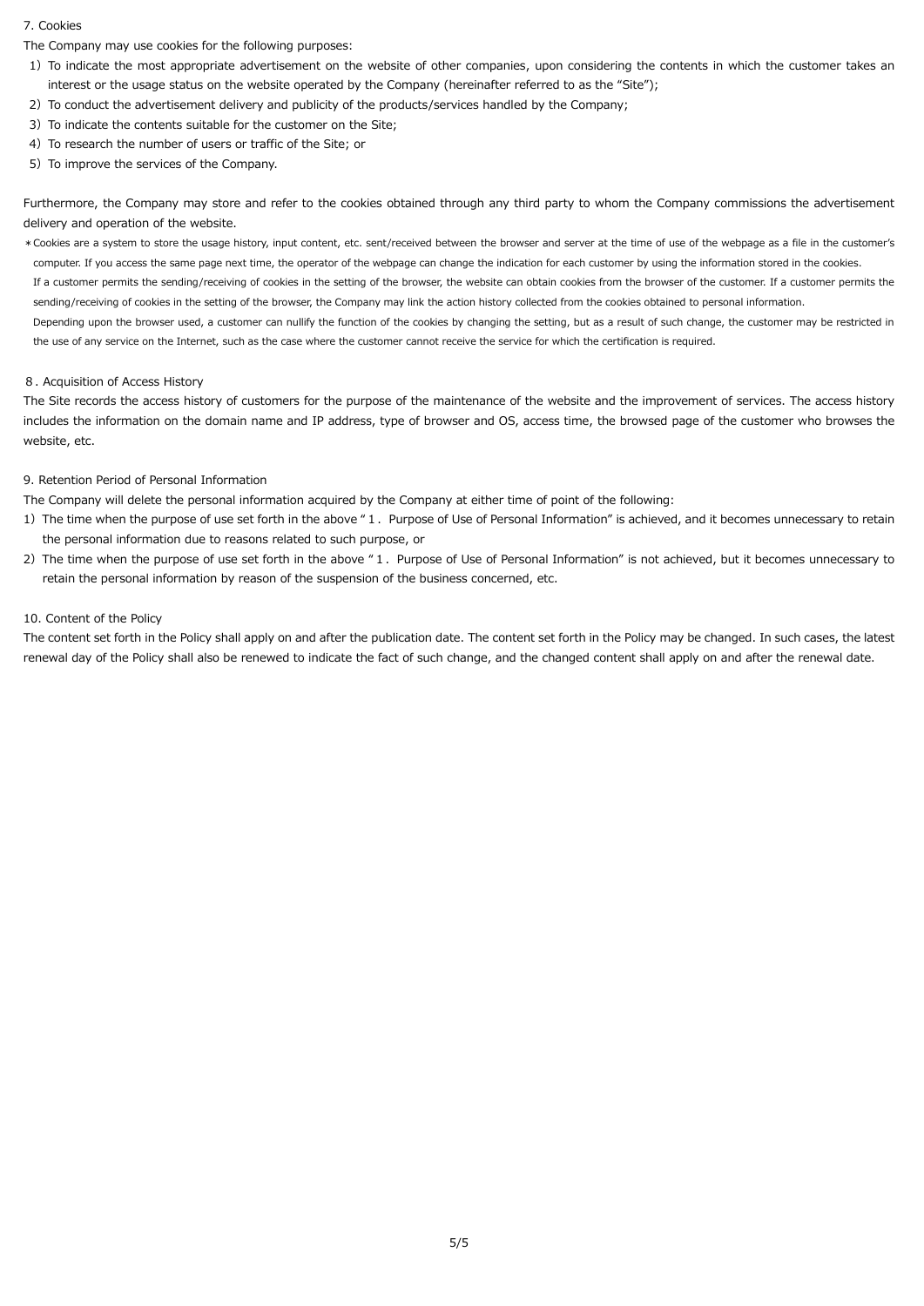## 7. Cookies

The Company may use cookies for the following purposes:

1) To indicate the most appropriate advertisement on the website of other companies, upon considering the contents in which the customer takes an interest or the usage status on the website operated by the Company (hereinafter referred to as the "Site");
2) To conduct the advertisement delivery and publicity of the products/services handled by the Company;
3) To indicate the contents suitable for the customer on the Site;
4) To research the number of users or traffic of the Site; or
5) To improve the services of the Company.

Furthermore, the Company may store and refer to the cookies obtained through any third party to whom the Company commissions the advertisement delivery and operation of the website.

＊Cookies are a system to store the usage history, input content, etc. sent/received between the browser and server at the time of use of the webpage as a file in the customer's computer. If you access the same page next time, the operator of the webpage can change the indication for each customer by using the information stored in the cookies.
If a customer permits the sending/receiving of cookies in the setting of the browser, the website can obtain cookies from the browser of the customer. If a customer permits the sending/receiving of cookies in the setting of the browser, the Company may link the action history collected from the cookies obtained to personal information.
Depending upon the browser used, a customer can nullify the function of the cookies by changing the setting, but as a result of such change, the customer may be restricted in the use of any service on the Internet, such as the case where the customer cannot receive the service for which the certification is required.

## 8. Acquisition of Access History

The Site records the access history of customers for the purpose of the maintenance of the website and the improvement of services. The access history includes the information on the domain name and IP address, type of browser and OS, access time, the browsed page of the customer who browses the website, etc.

## 9. Retention Period of Personal Information

The Company will delete the personal information acquired by the Company at either time of point of the following:

1) The time when the purpose of use set forth in the above "1. Purpose of Use of Personal Information" is achieved, and it becomes unnecessary to retain the personal information due to reasons related to such purpose, or
2) The time when the purpose of use set forth in the above "1. Purpose of Use of Personal Information" is not achieved, but it becomes unnecessary to retain the personal information by reason of the suspension of the business concerned, etc.

## 10. Content of the Policy

The content set forth in the Policy shall apply on and after the publication date. The content set forth in the Policy may be changed. In such cases, the latest renewal day of the Policy shall also be renewed to indicate the fact of such change, and the changed content shall apply on and after the renewal date.